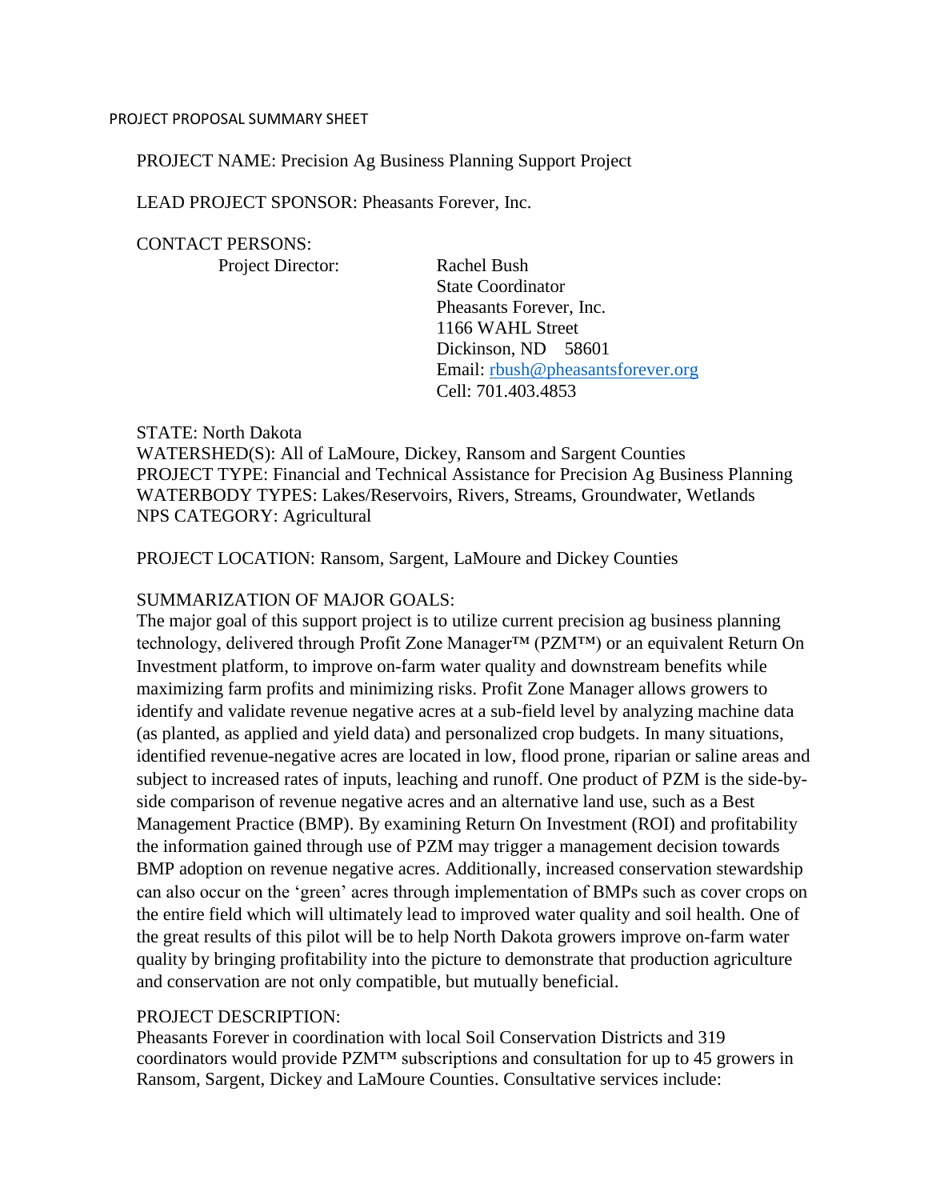PROJECT PROPOSAL SUMMARY SHEET

PROJECT NAME: Precision Ag Business Planning Support Project

LEAD PROJECT SPONSOR: Pheasants Forever, Inc.

CONTACT PERSONS:

Project Director:

Rachel Bush
State Coordinator
Pheasants Forever, Inc.
1166 WAHL Street
Dickinson, ND 58601
Email: rbush@pheasantsforever.org
Cell: 701.403.4853

STATE: North Dakota
WATERSHED(S): All of LaMoure, Dickey, Ransom and Sargent Counties
PROJECT TYPE: Financial and Technical Assistance for Precision Ag Business Planning
WATERBODY TYPES: Lakes/Reservoirs, Rivers, Streams, Groundwater, Wetlands
NPS CATEGORY: Agricultural

PROJECT LOCATION: Ransom, Sargent, LaMoure and Dickey Counties

SUMMARIZATION OF MAJOR GOALS:
The major goal of this support project is to utilize current precision ag business planning technology, delivered through Profit Zone Manager™ (PZM™) or an equivalent Return On Investment platform, to improve on-farm water quality and downstream benefits while maximizing farm profits and minimizing risks. Profit Zone Manager allows growers to identify and validate revenue negative acres at a sub-field level by analyzing machine data (as planted, as applied and yield data) and personalized crop budgets. In many situations, identified revenue-negative acres are located in low, flood prone, riparian or saline areas and subject to increased rates of inputs, leaching and runoff. One product of PZM is the side-by-side comparison of revenue negative acres and an alternative land use, such as a Best Management Practice (BMP). By examining Return On Investment (ROI) and profitability the information gained through use of PZM may trigger a management decision towards BMP adoption on revenue negative acres. Additionally, increased conservation stewardship can also occur on the 'green' acres through implementation of BMPs such as cover crops on the entire field which will ultimately lead to improved water quality and soil health. One of the great results of this pilot will be to help North Dakota growers improve on-farm water quality by bringing profitability into the picture to demonstrate that production agriculture and conservation are not only compatible, but mutually beneficial.

PROJECT DESCRIPTION:
Pheasants Forever in coordination with local Soil Conservation Districts and 319 coordinators would provide PZM™ subscriptions and consultation for up to 45 growers in Ransom, Sargent, Dickey and LaMoure Counties. Consultative services include: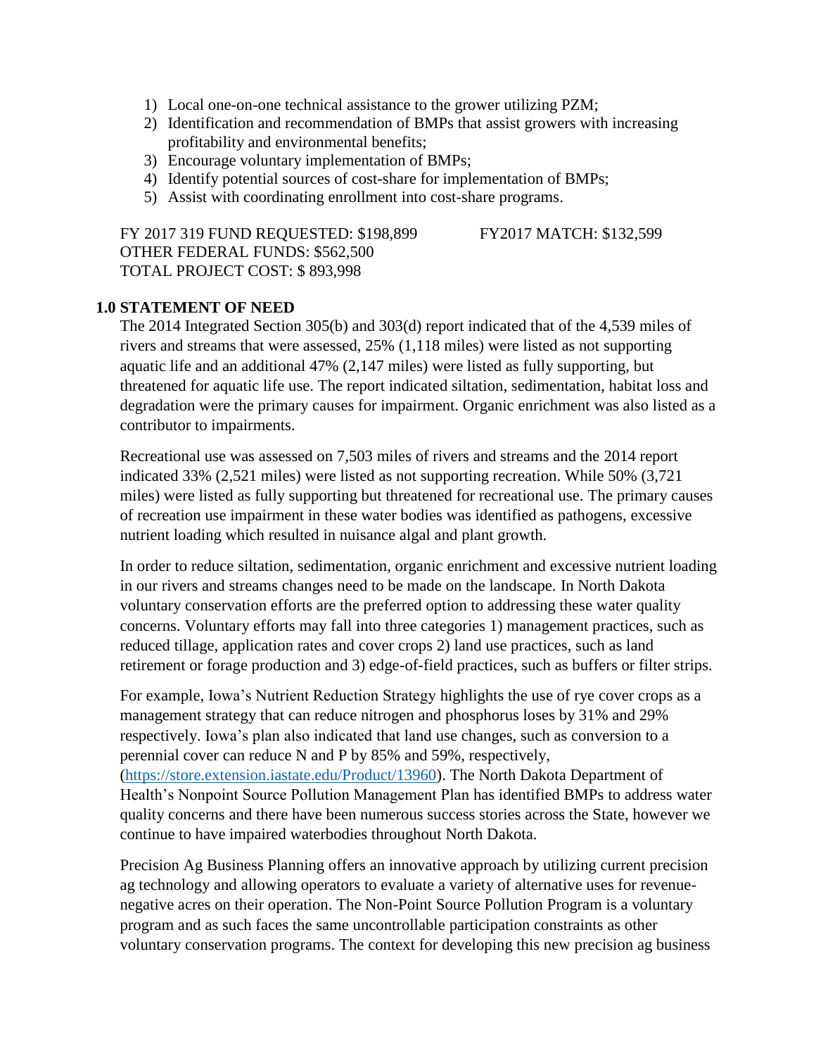1) Local one-on-one technical assistance to the grower utilizing PZM;
2) Identification and recommendation of BMPs that assist growers with increasing profitability and environmental benefits;
3) Encourage voluntary implementation of BMPs;
4) Identify potential sources of cost-share for implementation of BMPs;
5) Assist with coordinating enrollment into cost-share programs.

FY 2017 319 FUND REQUESTED: $198,899 FY2017 MATCH: $132,599
OTHER FEDERAL FUNDS: $562,500
TOTAL PROJECT COST: $ 893,998

## 1.0 STATEMENT OF NEED

The 2014 Integrated Section 305(b) and 303(d) report indicated that of the 4,539 miles of rivers and streams that were assessed, 25% (1,118 miles) were listed as not supporting aquatic life and an additional 47% (2,147 miles) were listed as fully supporting, but threatened for aquatic life use. The report indicated siltation, sedimentation, habitat loss and degradation were the primary causes for impairment. Organic enrichment was also listed as a contributor to impairments.

Recreational use was assessed on 7,503 miles of rivers and streams and the 2014 report indicated 33% (2,521 miles) were listed as not supporting recreation. While 50% (3,721 miles) were listed as fully supporting but threatened for recreational use. The primary causes of recreation use impairment in these water bodies was identified as pathogens, excessive nutrient loading which resulted in nuisance algal and plant growth.

In order to reduce siltation, sedimentation, organic enrichment and excessive nutrient loading in our rivers and streams changes need to be made on the landscape. In North Dakota voluntary conservation efforts are the preferred option to addressing these water quality concerns. Voluntary efforts may fall into three categories 1) management practices, such as reduced tillage, application rates and cover crops 2) land use practices, such as land retirement or forage production and 3) edge-of-field practices, such as buffers or filter strips.

For example, Iowa's Nutrient Reduction Strategy highlights the use of rye cover crops as a management strategy that can reduce nitrogen and phosphorus loses by 31% and 29% respectively. Iowa's plan also indicated that land use changes, such as conversion to a perennial cover can reduce N and P by 85% and 59%, respectively, ([https://store.extension.iastate.edu/Product/13960](https://store.extension.iastate.edu/Product/13960)). The North Dakota Department of Health's Nonpoint Source Pollution Management Plan has identified BMPs to address water quality concerns and there have been numerous success stories across the State, however we continue to have impaired waterbodies throughout North Dakota.

Precision Ag Business Planning offers an innovative approach by utilizing current precision ag technology and allowing operators to evaluate a variety of alternative uses for revenue-negative acres on their operation. The Non-Point Source Pollution Program is a voluntary program and as such faces the same uncontrollable participation constraints as other voluntary conservation programs. The context for developing this new precision ag business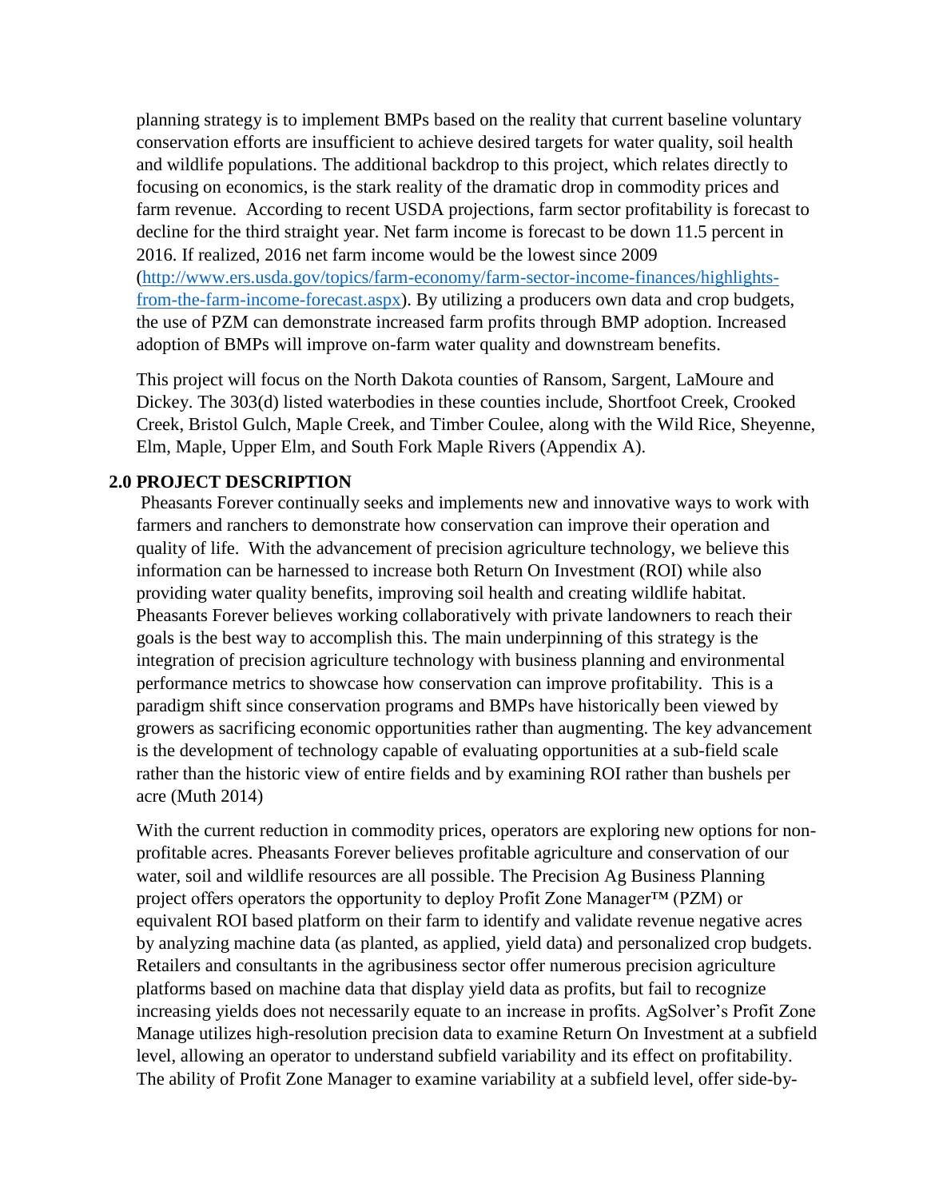planning strategy is to implement BMPs based on the reality that current baseline voluntary conservation efforts are insufficient to achieve desired targets for water quality, soil health and wildlife populations. The additional backdrop to this project, which relates directly to focusing on economics, is the stark reality of the dramatic drop in commodity prices and farm revenue. According to recent USDA projections, farm sector profitability is forecast to decline for the third straight year. Net farm income is forecast to be down 11.5 percent in 2016. If realized, 2016 net farm income would be the lowest since 2009 (http://www.ers.usda.gov/topics/farm-economy/farm-sector-income-finances/highlights-from-the-farm-income-forecast.aspx). By utilizing a producers own data and crop budgets, the use of PZM can demonstrate increased farm profits through BMP adoption. Increased adoption of BMPs will improve on-farm water quality and downstream benefits.

This project will focus on the North Dakota counties of Ransom, Sargent, LaMoure and Dickey. The 303(d) listed waterbodies in these counties include, Shortfoot Creek, Crooked Creek, Bristol Gulch, Maple Creek, and Timber Coulee, along with the Wild Rice, Sheyenne, Elm, Maple, Upper Elm, and South Fork Maple Rivers (Appendix A).

## 2.0 PROJECT DESCRIPTION

Pheasants Forever continually seeks and implements new and innovative ways to work with farmers and ranchers to demonstrate how conservation can improve their operation and quality of life. With the advancement of precision agriculture technology, we believe this information can be harnessed to increase both Return On Investment (ROI) while also providing water quality benefits, improving soil health and creating wildlife habitat. Pheasants Forever believes working collaboratively with private landowners to reach their goals is the best way to accomplish this. The main underpinning of this strategy is the integration of precision agriculture technology with business planning and environmental performance metrics to showcase how conservation can improve profitability. This is a paradigm shift since conservation programs and BMPs have historically been viewed by growers as sacrificing economic opportunities rather than augmenting. The key advancement is the development of technology capable of evaluating opportunities at a sub-field scale rather than the historic view of entire fields and by examining ROI rather than bushels per acre (Muth 2014)

With the current reduction in commodity prices, operators are exploring new options for non-profitable acres. Pheasants Forever believes profitable agriculture and conservation of our water, soil and wildlife resources are all possible. The Precision Ag Business Planning project offers operators the opportunity to deploy Profit Zone Manager™ (PZM) or equivalent ROI based platform on their farm to identify and validate revenue negative acres by analyzing machine data (as planted, as applied, yield data) and personalized crop budgets. Retailers and consultants in the agribusiness sector offer numerous precision agriculture platforms based on machine data that display yield data as profits, but fail to recognize increasing yields does not necessarily equate to an increase in profits. AgSolver's Profit Zone Manage utilizes high-resolution precision data to examine Return On Investment at a subfield level, allowing an operator to understand subfield variability and its effect on profitability. The ability of Profit Zone Manager to examine variability at a subfield level, offer side-by-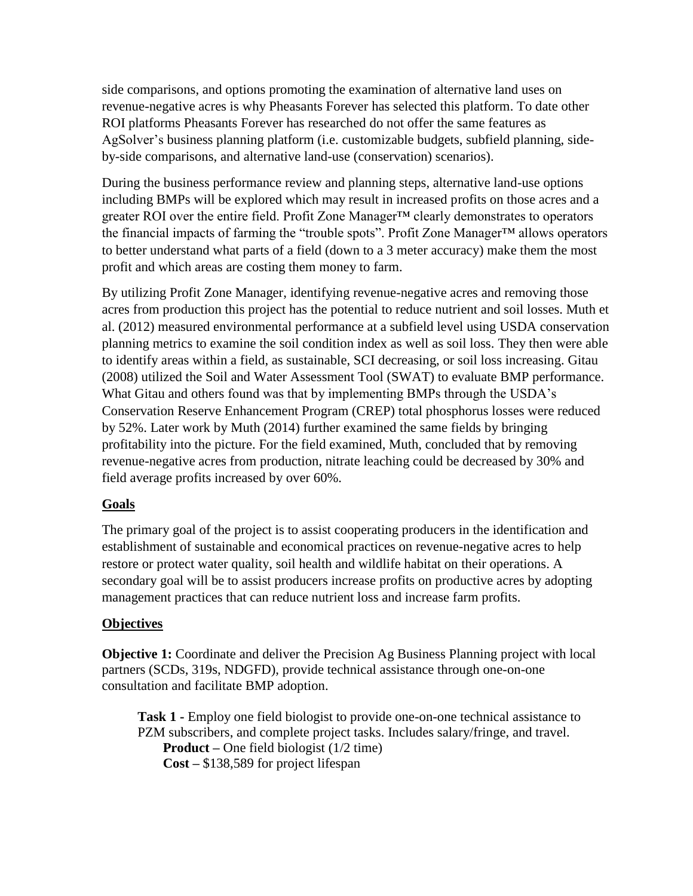side comparisons, and options promoting the examination of alternative land uses on revenue-negative acres is why Pheasants Forever has selected this platform. To date other ROI platforms Pheasants Forever has researched do not offer the same features as AgSolver's business planning platform (i.e. customizable budgets, subfield planning, side-by-side comparisons, and alternative land-use (conservation) scenarios).

During the business performance review and planning steps, alternative land-use options including BMPs will be explored which may result in increased profits on those acres and a greater ROI over the entire field. Profit Zone Manager™ clearly demonstrates to operators the financial impacts of farming the "trouble spots". Profit Zone Manager™ allows operators to better understand what parts of a field (down to a 3 meter accuracy) make them the most profit and which areas are costing them money to farm.

By utilizing Profit Zone Manager, identifying revenue-negative acres and removing those acres from production this project has the potential to reduce nutrient and soil losses. Muth et al. (2012) measured environmental performance at a subfield level using USDA conservation planning metrics to examine the soil condition index as well as soil loss. They then were able to identify areas within a field, as sustainable, SCI decreasing, or soil loss increasing. Gitau (2008) utilized the Soil and Water Assessment Tool (SWAT) to evaluate BMP performance. What Gitau and others found was that by implementing BMPs through the USDA's Conservation Reserve Enhancement Program (CREP) total phosphorus losses were reduced by 52%. Later work by Muth (2014) further examined the same fields by bringing profitability into the picture. For the field examined, Muth, concluded that by removing revenue-negative acres from production, nitrate leaching could be decreased by 30% and field average profits increased by over 60%.

## Goals

The primary goal of the project is to assist cooperating producers in the identification and establishment of sustainable and economical practices on revenue-negative acres to help restore or protect water quality, soil health and wildlife habitat on their operations. A secondary goal will be to assist producers increase profits on productive acres by adopting management practices that can reduce nutrient loss and increase farm profits.

## Objectives

**Objective 1:** Coordinate and deliver the Precision Ag Business Planning project with local partners (SCDs, 319s, NDGFD), provide technical assistance through one-on-one consultation and facilitate BMP adoption.

**Task 1 -** Employ one field biologist to provide one-on-one technical assistance to PZM subscribers, and complete project tasks. Includes salary/fringe, and travel.
**Product –** One field biologist (1/2 time)
**Cost –** $138,589 for project lifespan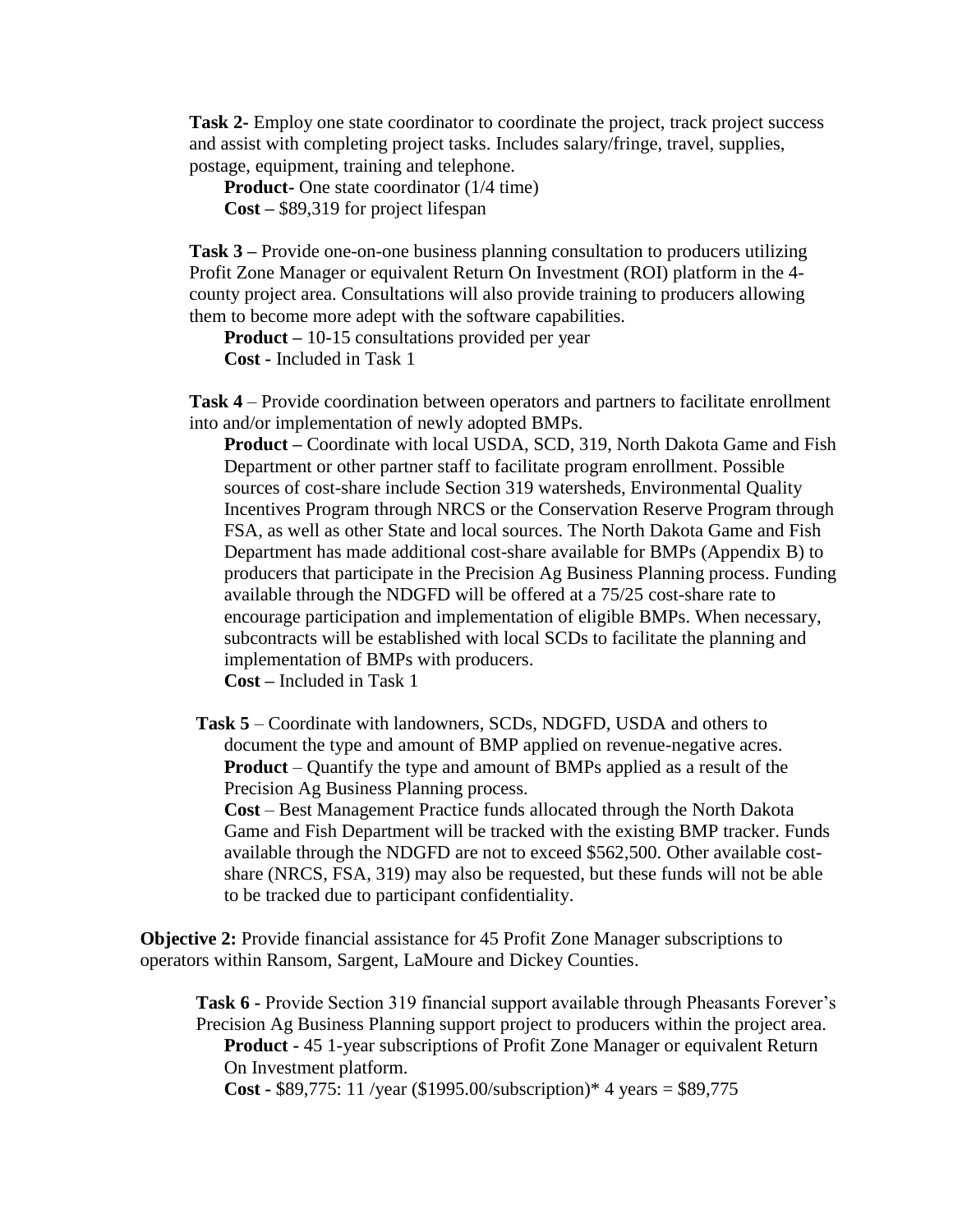**Task 2-** Employ one state coordinator to coordinate the project, track project success and assist with completing project tasks. Includes salary/fringe, travel, supplies, postage, equipment, training and telephone.

**Product-** One state coordinator (1/4 time)

**Cost –** $89,319 for project lifespan

**Task 3 –** Provide one-on-one business planning consultation to producers utilizing Profit Zone Manager or equivalent Return On Investment (ROI) platform in the 4-county project area. Consultations will also provide training to producers allowing them to become more adept with the software capabilities.

**Product –** 10-15 consultations provided per year

**Cost -** Included in Task 1

**Task 4** – Provide coordination between operators and partners to facilitate enrollment into and/or implementation of newly adopted BMPs.

**Product –** Coordinate with local USDA, SCD, 319, North Dakota Game and Fish Department or other partner staff to facilitate program enrollment. Possible sources of cost-share include Section 319 watersheds, Environmental Quality Incentives Program through NRCS or the Conservation Reserve Program through FSA, as well as other State and local sources. The North Dakota Game and Fish Department has made additional cost-share available for BMPs (Appendix B) to producers that participate in the Precision Ag Business Planning process. Funding available through the NDGFD will be offered at a 75/25 cost-share rate to encourage participation and implementation of eligible BMPs. When necessary, subcontracts will be established with local SCDs to facilitate the planning and implementation of BMPs with producers.

**Cost –** Included in Task 1

**Task 5** – Coordinate with landowners, SCDs, NDGFD, USDA and others to document the type and amount of BMP applied on revenue-negative acres.

**Product** – Quantify the type and amount of BMPs applied as a result of the Precision Ag Business Planning process.

**Cost** – Best Management Practice funds allocated through the North Dakota Game and Fish Department will be tracked with the existing BMP tracker. Funds available through the NDGFD are not to exceed $562,500. Other available cost-share (NRCS, FSA, 319) may also be requested, but these funds will not be able to be tracked due to participant confidentiality.

**Objective 2:** Provide financial assistance for 45 Profit Zone Manager subscriptions to operators within Ransom, Sargent, LaMoure and Dickey Counties.

**Task 6 -** Provide Section 319 financial support available through Pheasants Forever's Precision Ag Business Planning support project to producers within the project area.

**Product -** 45 1-year subscriptions of Profit Zone Manager or equivalent Return On Investment platform.

**Cost -** $89,775: 11 /year ($1995.00/subscription)* 4 years = $89,775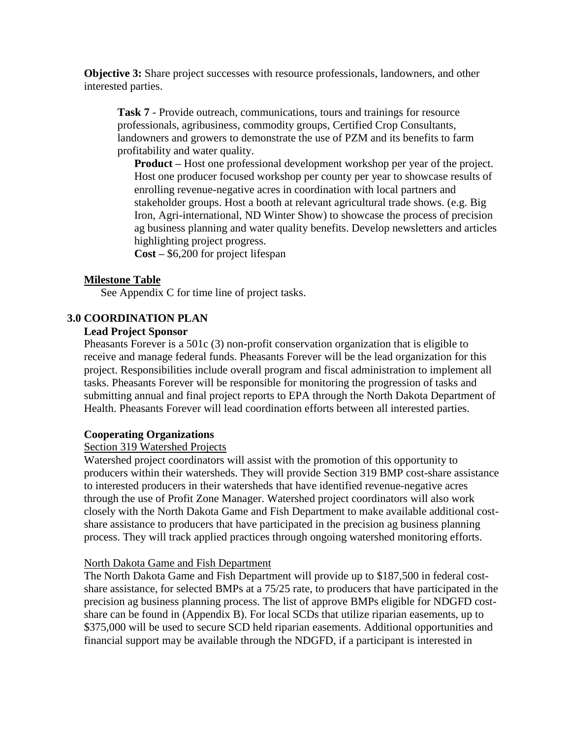**Objective 3:** Share project successes with resource professionals, landowners, and other interested parties.

> **Task 7** - Provide outreach, communications, tours and trainings for resource professionals, agribusiness, commodity groups, Certified Crop Consultants, landowners and growers to demonstrate the use of PZM and its benefits to farm profitability and water quality.
>
> **Product –** Host one professional development workshop per year of the project. Host one producer focused workshop per county per year to showcase results of enrolling revenue-negative acres in coordination with local partners and stakeholder groups. Host a booth at relevant agricultural trade shows. (e.g. Big Iron, Agri-international, ND Winter Show) to showcase the process of precision ag business planning and water quality benefits. Develop newsletters and articles highlighting project progress.
>
> **Cost –** $6,200 for project lifespan

**Milestone Table**

See Appendix C for time line of project tasks.

## 3.0 COORDINATION PLAN

### Lead Project Sponsor

Pheasants Forever is a 501c (3) non-profit conservation organization that is eligible to receive and manage federal funds. Pheasants Forever will be the lead organization for this project. Responsibilities include overall program and fiscal administration to implement all tasks. Pheasants Forever will be responsible for monitoring the progression of tasks and submitting annual and final project reports to EPA through the North Dakota Department of Health. Pheasants Forever will lead coordination efforts between all interested parties.

### Cooperating Organizations

Section 319 Watershed Projects

Watershed project coordinators will assist with the promotion of this opportunity to producers within their watersheds. They will provide Section 319 BMP cost-share assistance to interested producers in their watersheds that have identified revenue-negative acres through the use of Profit Zone Manager. Watershed project coordinators will also work closely with the North Dakota Game and Fish Department to make available additional cost-share assistance to producers that have participated in the precision ag business planning process. They will track applied practices through ongoing watershed monitoring efforts.

North Dakota Game and Fish Department

The North Dakota Game and Fish Department will provide up to $187,500 in federal cost-share assistance, for selected BMPs at a 75/25 rate, to producers that have participated in the precision ag business planning process. The list of approve BMPs eligible for NDGFD cost-share can be found in (Appendix B). For local SCDs that utilize riparian easements, up to $375,000 will be used to secure SCD held riparian easements. Additional opportunities and financial support may be available through the NDGFD, if a participant is interested in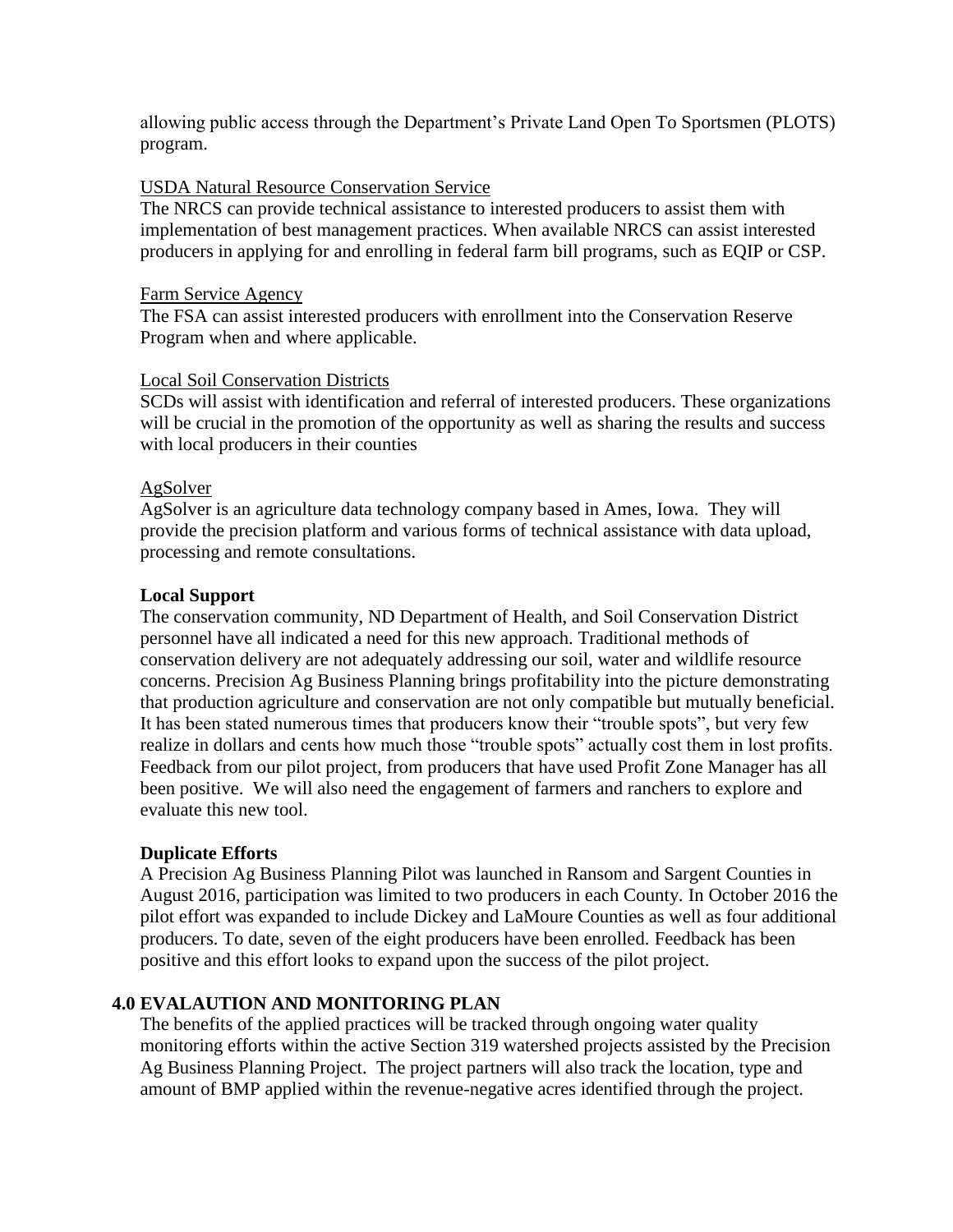allowing public access through the Department's Private Land Open To Sportsmen (PLOTS) program.

USDA Natural Resource Conservation Service

The NRCS can provide technical assistance to interested producers to assist them with implementation of best management practices. When available NRCS can assist interested producers in applying for and enrolling in federal farm bill programs, such as EQIP or CSP.

Farm Service Agency

The FSA can assist interested producers with enrollment into the Conservation Reserve Program when and where applicable.

Local Soil Conservation Districts

SCDs will assist with identification and referral of interested producers. These organizations will be crucial in the promotion of the opportunity as well as sharing the results and success with local producers in their counties

AgSolver

AgSolver is an agriculture data technology company based in Ames, Iowa. They will provide the precision platform and various forms of technical assistance with data upload, processing and remote consultations.

**Local Support**

The conservation community, ND Department of Health, and Soil Conservation District personnel have all indicated a need for this new approach. Traditional methods of conservation delivery are not adequately addressing our soil, water and wildlife resource concerns. Precision Ag Business Planning brings profitability into the picture demonstrating that production agriculture and conservation are not only compatible but mutually beneficial. It has been stated numerous times that producers know their "trouble spots", but very few realize in dollars and cents how much those "trouble spots" actually cost them in lost profits. Feedback from our pilot project, from producers that have used Profit Zone Manager has all been positive. We will also need the engagement of farmers and ranchers to explore and evaluate this new tool.

**Duplicate Efforts**

A Precision Ag Business Planning Pilot was launched in Ransom and Sargent Counties in August 2016, participation was limited to two producers in each County. In October 2016 the pilot effort was expanded to include Dickey and LaMoure Counties as well as four additional producers. To date, seven of the eight producers have been enrolled. Feedback has been positive and this effort looks to expand upon the success of the pilot project.

## 4.0 EVALAUTION AND MONITORING PLAN

The benefits of the applied practices will be tracked through ongoing water quality monitoring efforts within the active Section 319 watershed projects assisted by the Precision Ag Business Planning Project. The project partners will also track the location, type and amount of BMP applied within the revenue-negative acres identified through the project.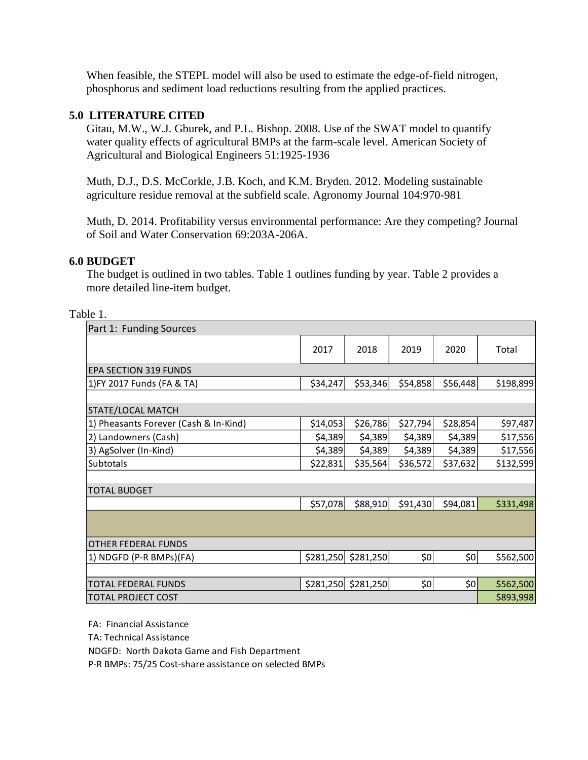When feasible, the STEPL model will also be used to estimate the edge-of-field nitrogen, phosphorus and sediment load reductions resulting from the applied practices.

## 5.0 LITERATURE CITED

Gitau, M.W., W.J. Gburek, and P.L. Bishop. 2008. Use of the SWAT model to quantify water quality effects of agricultural BMPs at the farm-scale level. American Society of Agricultural and Biological Engineers 51:1925-1936

Muth, D.J., D.S. McCorkle, J.B. Koch, and K.M. Bryden. 2012. Modeling sustainable agriculture residue removal at the subfield scale. Agronomy Journal 104:970-981

Muth, D. 2014. Profitability versus environmental performance: Are they competing? Journal of Soil and Water Conservation 69:203A-206A.

## 6.0 BUDGET

The budget is outlined in two tables. Table 1 outlines funding by year. Table 2 provides a more detailed line-item budget.

Table 1.

| Part 1: Funding Sources | | | | | |
|---|---|---|---|---|---|
| | 2017 | 2018 | 2019 | 2020 | Total |
| EPA SECTION 319 FUNDS | | | | | |
| 1)FY 2017 Funds (FA & TA) | $34,247 | $53,346 | $54,858 | $56,448 | $198,899 |
| | | | | | |
| STATE/LOCAL MATCH | | | | | |
| 1) Pheasants Forever (Cash & In-Kind) | $14,053 | $26,786 | $27,794 | $28,854 | $97,487 |
| 2) Landowners (Cash) | $4,389 | $4,389 | $4,389 | $4,389 | $17,556 |
| 3) AgSolver (In-Kind) | $4,389 | $4,389 | $4,389 | $4,389 | $17,556 |
| Subtotals | $22,831 | $35,564 | $36,572 | $37,632 | $132,599 |
| | | | | | |
| TOTAL BUDGET | | | | | |
| | $57,078 | $88,910 | $91,430 | $94,081 | $331,498 |
| | | | | | |
| OTHER FEDERAL FUNDS | | | | | |
| 1) NDGFD (P-R BMPs)(FA) | $281,250 | $281,250 | $0 | $0 | $562,500 |
| | | | | | |
| TOTAL FEDERAL FUNDS | $281,250 | $281,250 | $0 | $0 | $562,500 |
| TOTAL PROJECT COST | | | | | $893,998 |

FA: Financial Assistance

TA: Technical Assistance

NDGFD: North Dakota Game and Fish Department

P-R BMPs: 75/25 Cost-share assistance on selected BMPs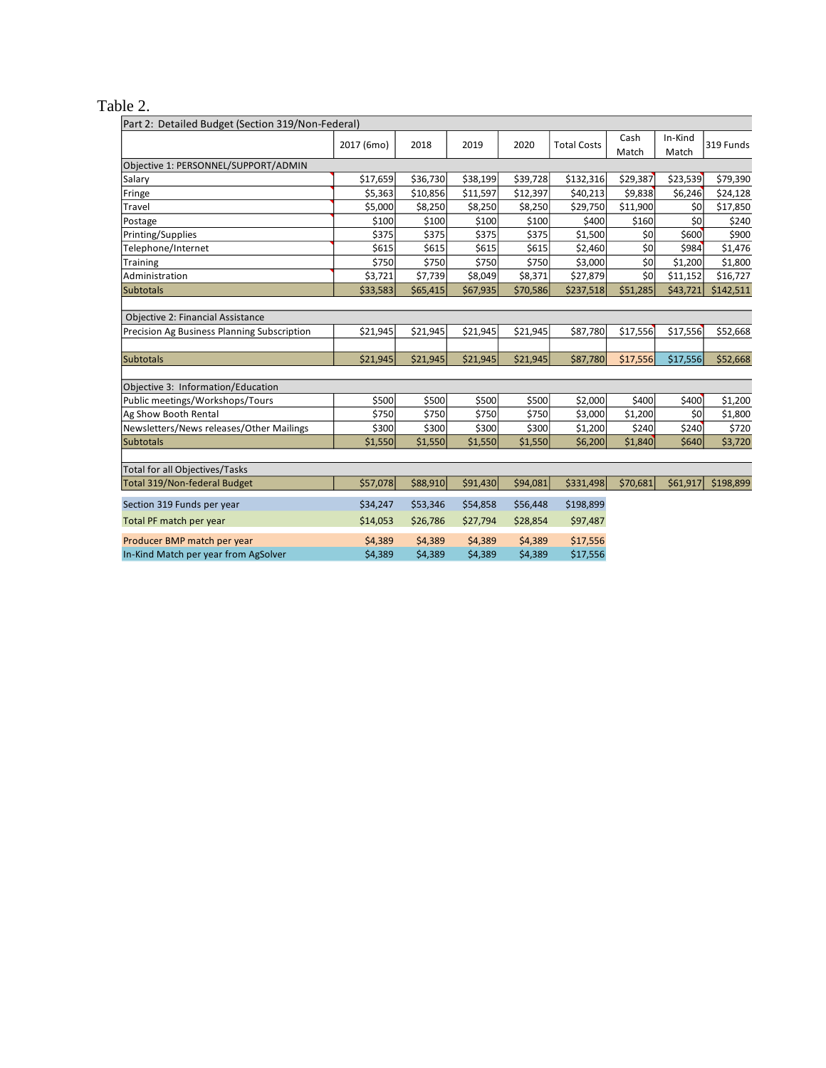Table 2.

| Part 2: Detailed Budget (Section 319/Non-Federal) | | | | | | | | |
|---|---|---|---|---|---|---|---|---|
| | 2017 (6mo) | 2018 | 2019 | 2020 | Total Costs | Cash Match | In-Kind Match | 319 Funds |
| Objective 1: PERSONNEL/SUPPORT/ADMIN | | | | | | | | |
| Salary | $17,659 | $36,730 | $38,199 | $39,728 | $132,316 | $29,387 | $23,539 | $79,390 |
| Fringe | $5,363 | $10,856 | $11,597 | $12,397 | $40,213 | $9,838 | $6,246 | $24,128 |
| Travel | $5,000 | $8,250 | $8,250 | $8,250 | $29,750 | $11,900 | $0 | $17,850 |
| Postage | $100 | $100 | $100 | $100 | $400 | $160 | $0 | $240 |
| Printing/Supplies | $375 | $375 | $375 | $375 | $1,500 | $0 | $600 | $900 |
| Telephone/Internet | $615 | $615 | $615 | $615 | $2,460 | $0 | $984 | $1,476 |
| Training | $750 | $750 | $750 | $750 | $3,000 | $0 | $1,200 | $1,800 |
| Administration | $3,721 | $7,739 | $8,049 | $8,371 | $27,879 | $0 | $11,152 | $16,727 |
| Subtotals | $33,583 | $65,415 | $67,935 | $70,586 | $237,518 | $51,285 | $43,721 | $142,511 |
| | | | | | | | | |
| Objective 2: Financial Assistance | | | | | | | | |
| Precision Ag Business Planning Subscription | $21,945 | $21,945 | $21,945 | $21,945 | $87,780 | $17,556 | $17,556 | $52,668 |
| | | | | | | | | |
| Subtotals | $21,945 | $21,945 | $21,945 | $21,945 | $87,780 | $17,556 | $17,556 | $52,668 |
| | | | | | | | | |
| Objective 3: Information/Education | | | | | | | | |
| Public meetings/Workshops/Tours | $500 | $500 | $500 | $500 | $2,000 | $400 | $400 | $1,200 |
| Ag Show Booth Rental | $750 | $750 | $750 | $750 | $3,000 | $1,200 | $0 | $1,800 |
| Newsletters/News releases/Other Mailings | $300 | $300 | $300 | $300 | $1,200 | $240 | $240 | $720 |
| Subtotals | $1,550 | $1,550 | $1,550 | $1,550 | $6,200 | $1,840 | $640 | $3,720 |
| | | | | | | | | |
| Total for all Objectives/Tasks | | | | | | | | |
| Total 319/Non-federal Budget | $57,078 | $88,910 | $91,430 | $94,081 | $331,498 | $70,681 | $61,917 | $198,899 |
| | | | | | | | | |
| Section 319 Funds per year | $34,247 | $53,346 | $54,858 | $56,448 | $198,899 | | | |
| Total PF match per year | $14,053 | $26,786 | $27,794 | $28,854 | $97,487 | | | |
| | | | | | | | | |
| Producer BMP match per year | $4,389 | $4,389 | $4,389 | $4,389 | $17,556 | | | |
| In-Kind Match per year from AgSolver | $4,389 | $4,389 | $4,389 | $4,389 | $17,556 | | | |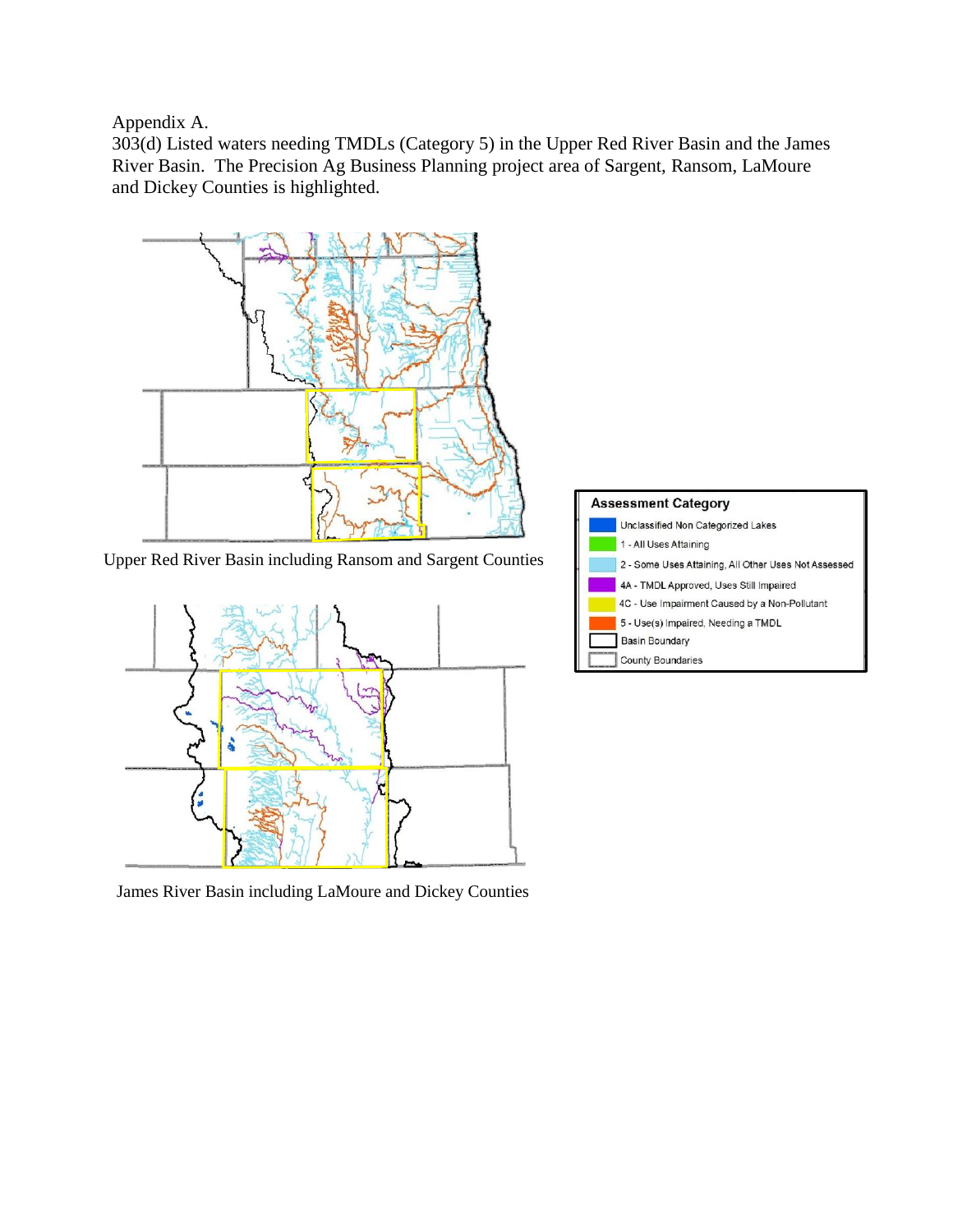Appendix A.

303(d) Listed waters needing TMDLs (Category 5) in the Upper Red River Basin and the James River Basin. The Precision Ag Business Planning project area of Sargent, Ransom, LaMoure and Dickey Counties is highlighted.

Upper Red River Basin including Ransom and Sargent Counties

**Assessment Category**

- Unclassified Non Categorized Lakes
- 1 - All Uses Attaining
- 2 - Some Uses Attaining, All Other Uses Not Assessed
- 4A - TMDL Approved, Uses Still Impaired
- 4C - Use Impairment Caused by a Non-Pollutant
- 5 - Use(s) Impaired, Needing a TMDL
- Basin Boundary
- County Boundaries

James River Basin including LaMoure and Dickey Counties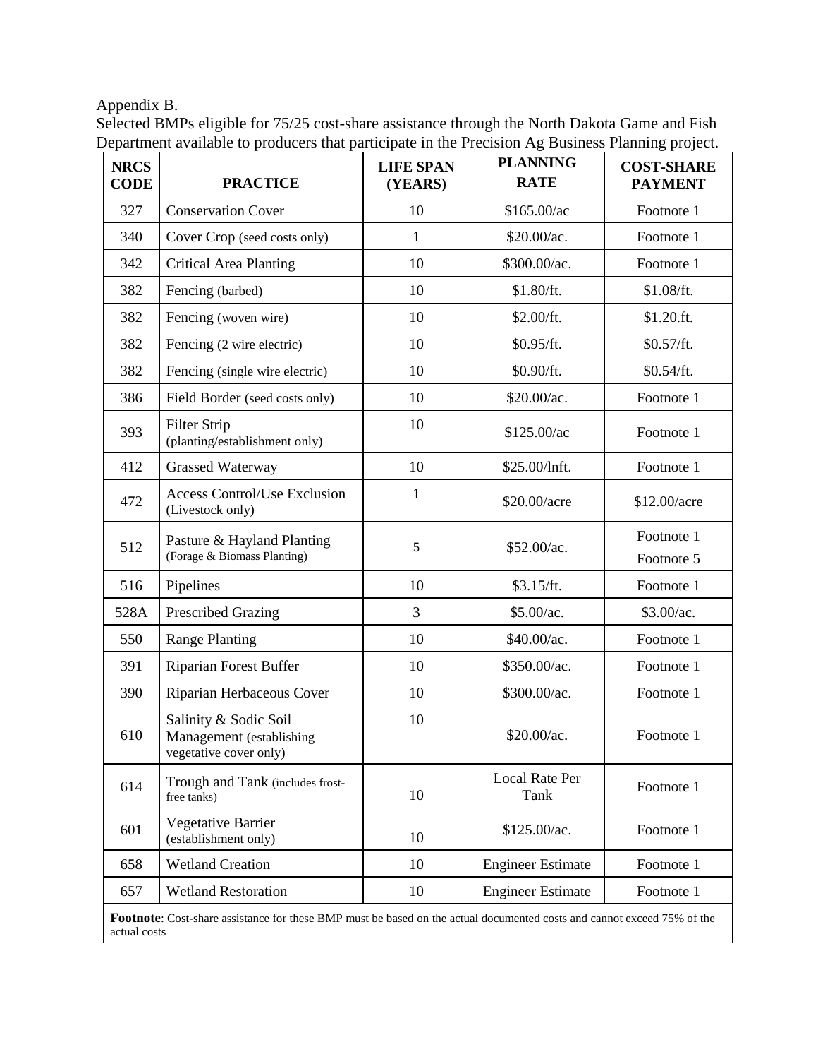Appendix B.

Selected BMPs eligible for 75/25 cost-share assistance through the North Dakota Game and Fish Department available to producers that participate in the Precision Ag Business Planning project.

| NRCS CODE | PRACTICE | LIFE SPAN (YEARS) | PLANNING RATE | COST-SHARE PAYMENT |
|---|---|---|---|---|
| 327 | Conservation Cover | 10 | $165.00/ac | Footnote 1 |
| 340 | Cover Crop (seed costs only) | 1 | $20.00/ac. | Footnote 1 |
| 342 | Critical Area Planting | 10 | $300.00/ac. | Footnote 1 |
| 382 | Fencing (barbed) | 10 | $1.80/ft. | $1.08/ft. |
| 382 | Fencing (woven wire) | 10 | $2.00/ft. | $1.20.ft. |
| 382 | Fencing (2 wire electric) | 10 | $0.95/ft. | $0.57/ft. |
| 382 | Fencing (single wire electric) | 10 | $0.90/ft. | $0.54/ft. |
| 386 | Field Border (seed costs only) | 10 | $20.00/ac. | Footnote 1 |
| 393 | Filter Strip (planting/establishment only) | 10 | $125.00/ac | Footnote 1 |
| 412 | Grassed Waterway | 10 | $25.00/lnft. | Footnote 1 |
| 472 | Access Control/Use Exclusion (Livestock only) | 1 | $20.00/acre | $12.00/acre |
| 512 | Pasture & Hayland Planting (Forage & Biomass Planting) | 5 | $52.00/ac. | Footnote 1 Footnote 5 |
| 516 | Pipelines | 10 | $3.15/ft. | Footnote 1 |
| 528A | Prescribed Grazing | 3 | $5.00/ac. | $3.00/ac. |
| 550 | Range Planting | 10 | $40.00/ac. | Footnote 1 |
| 391 | Riparian Forest Buffer | 10 | $350.00/ac. | Footnote 1 |
| 390 | Riparian Herbaceous Cover | 10 | $300.00/ac. | Footnote 1 |
| 610 | Salinity & Sodic Soil Management (establishing vegetative cover only) | 10 | $20.00/ac. | Footnote 1 |
| 614 | Trough and Tank (includes frost-free tanks) | 10 | Local Rate Per Tank | Footnote 1 |
| 601 | Vegetative Barrier (establishment only) | 10 | $125.00/ac. | Footnote 1 |
| 658 | Wetland Creation | 10 | Engineer Estimate | Footnote 1 |
| 657 | Wetland Restoration | 10 | Engineer Estimate | Footnote 1 |

**Footnote**: Cost-share assistance for these BMP must be based on the actual documented costs and cannot exceed 75% of the actual costs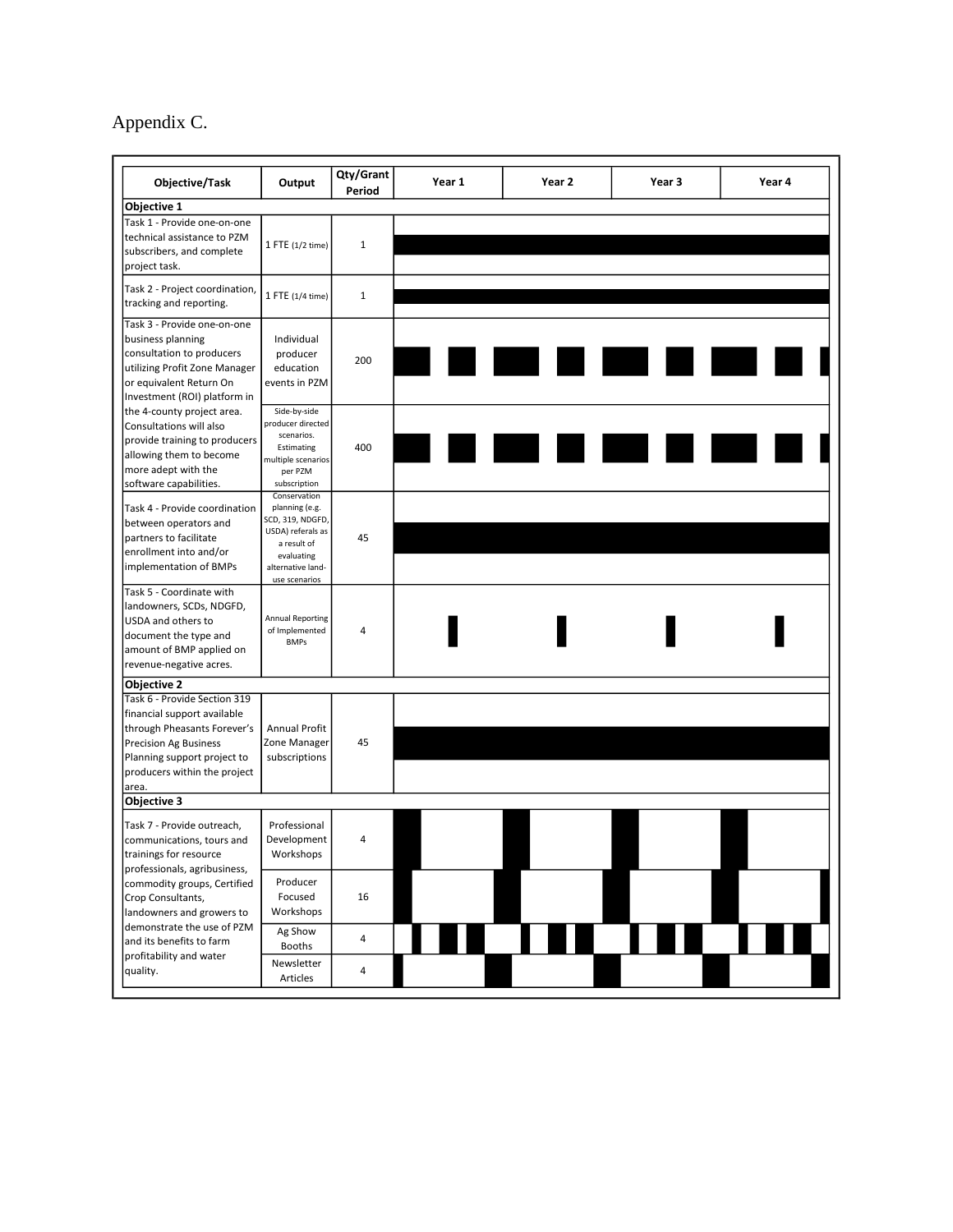Appendix C.

| Objective/Task | Output | Qty/Grant Period | Year 1 | Year 2 | Year 3 | Year 4 |
|---|---|---|---|---|---|---|
| **Objective 1** | | | | | | |
| Task 1 - Provide one-on-one technical assistance to PZM subscribers, and complete project task. | 1 FTE (1/2 time) | 1 | | | | |
| Task 2 - Project coordination, tracking and reporting. | 1 FTE (1/4 time) | 1 | | | | |
| Task 3 - Provide one-on-one business planning consultation to producers utilizing Profit Zone Manager or equivalent Return On Investment (ROI) platform in the 4-county project area. Consultations will also provide training to producers allowing them to become more adept with the software capabilities. | Individual producer education events in PZM | 200 | | | | |
| | Side-by-side producer directed scenarios. Estimating multiple scenarios per PZM subscription | 400 | | | | |
| Task 4 - Provide coordination between operators and partners to facilitate enrollment into and/or implementation of BMPs | Conservation planning (e.g. SCD, 319, NDGFD, USDA) referals as a result of evaluating alternative land-use scenarios | 45 | | | | |
| Task 5 - Coordinate with landowners, SCDs, NDGFD, USDA and others to document the type and amount of BMP applied on revenue-negative acres. | Annual Reporting of Implemented BMPs | 4 | | | | |
| **Objective 2** | | | | | | |
| Task 6 - Provide Section 319 financial support available through Pheasants Forever's Precision Ag Business Planning support project to producers within the project area. | Annual Profit Zone Manager subscriptions | 45 | | | | |
| **Objective 3** | | | | | | |
| Task 7 - Provide outreach, communications, tours and trainings for resource professionals, agribusiness, commodity groups, Certified Crop Consultants, landowners and growers to demonstrate the use of PZM and its benefits to farm profitability and water quality. | Professional Development Workshops | 4 | | | | |
| | Producer Focused Workshops | 16 | | | | |
| | Ag Show Booths | 4 | | | | |
| | Newsletter Articles | 4 | | | | |